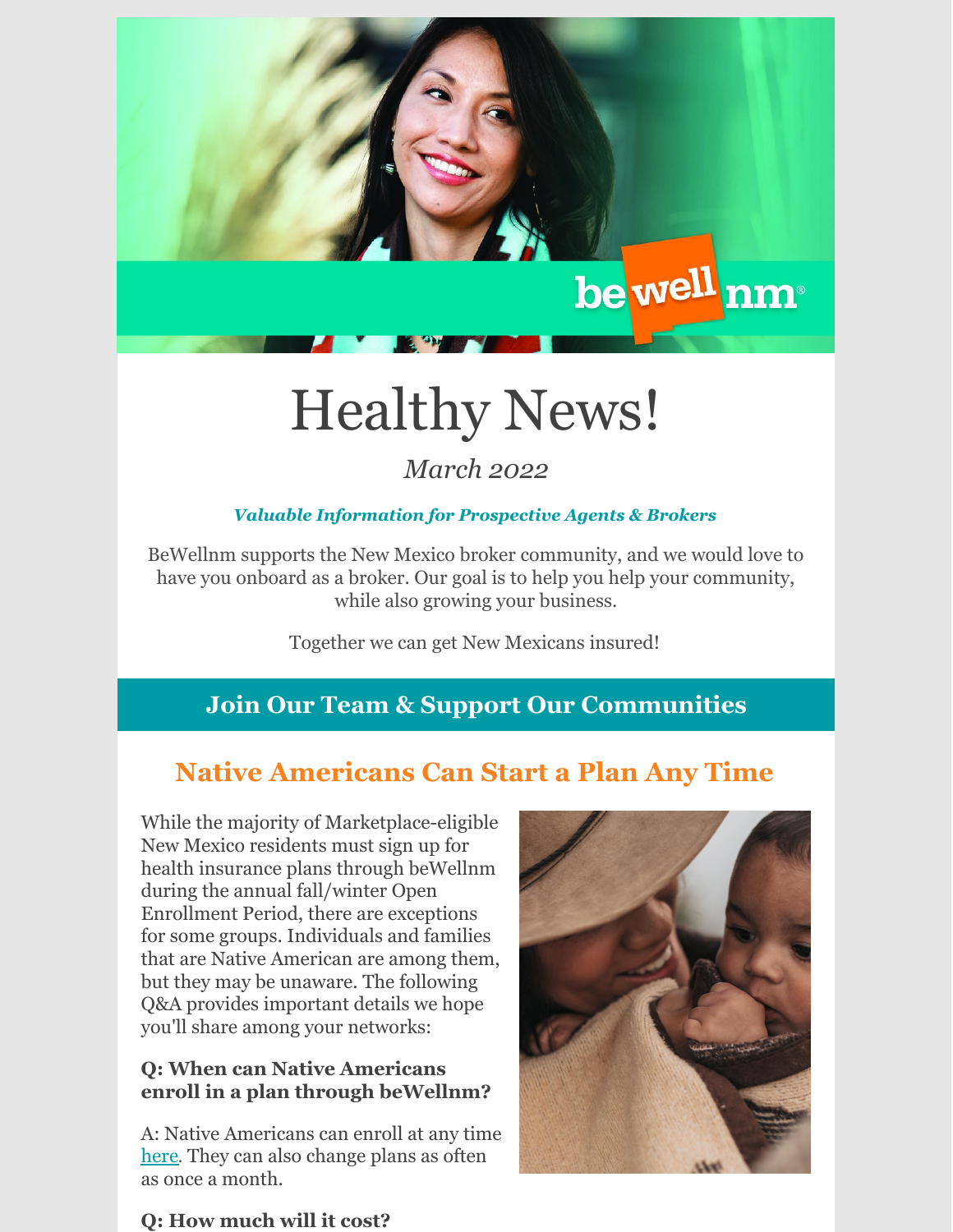# Healthy News!

*March 2022*

***Valuable Information for Prospective Agents & Brokers***

BeWellnm supports the New Mexico broker community, and we would love to have you onboard as a broker. Our goal is to help you help your community, while also growing your business.

Together we can get New Mexicans insured!

## Join Our Team & Support Our Communities

## Native Americans Can Start a Plan Any Time

While the majority of Marketplace-eligible New Mexico residents must sign up for health insurance plans through beWellnm during the annual fall/winter Open Enrollment Period, there are exceptions for some groups. Individuals and families that are Native American are among them, but they may be unaware. The following Q&A provides important details we hope you'll share among your networks:

**Q: When can Native Americans enroll in a plan through beWellnm?**

A: Native Americans can enroll at any time here. They can also change plans as often as once a month.

**Q: How much will it cost?**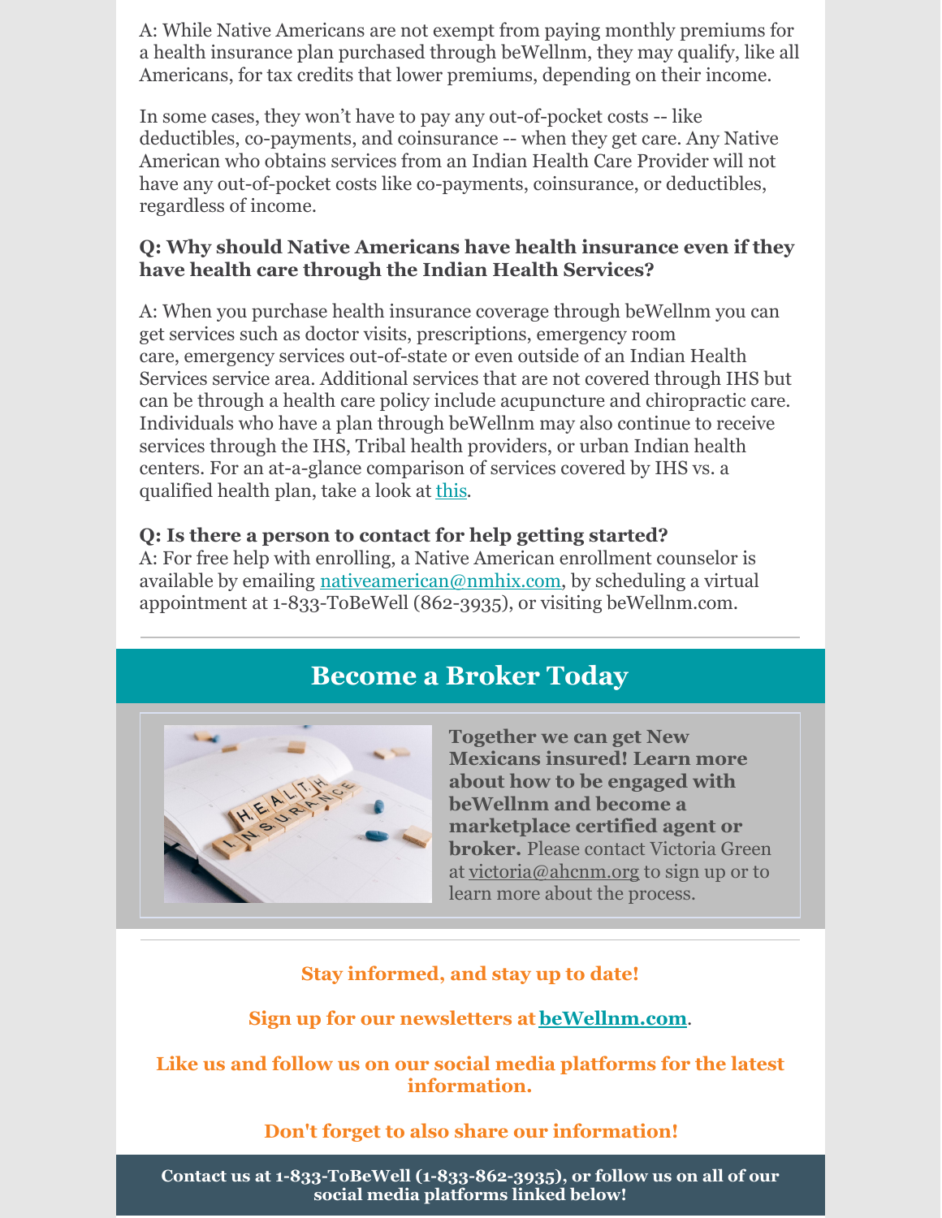A: While Native Americans are not exempt from paying monthly premiums for a health insurance plan purchased through beWellnm, they may qualify, like all Americans, for tax credits that lower premiums, depending on their income.

In some cases, they won't have to pay any out-of-pocket costs -- like deductibles, co-payments, and coinsurance -- when they get care. Any Native American who obtains services from an Indian Health Care Provider will not have any out-of-pocket costs like co-payments, coinsurance, or deductibles, regardless of income.

**Q: Why should Native Americans have health insurance even if they have health care through the Indian Health Services?**

A: When you purchase health insurance coverage through beWellnm you can get services such as doctor visits, prescriptions, emergency room care, emergency services out-of-state or even outside of an Indian Health Services service area. Additional services that are not covered through IHS but can be through a health care policy include acupuncture and chiropractic care. Individuals who have a plan through beWellnm may also continue to receive services through the IHS, Tribal health providers, or urban Indian health centers. For an at-a-glance comparison of services covered by IHS vs. a qualified health plan, take a look at this.

**Q: Is there a person to contact for help getting started?**

A: For free help with enrolling, a Native American enrollment counselor is available by emailing nativeamerican@nmhix.com, by scheduling a virtual appointment at 1-833-ToBeWell (862-3935), or visiting beWellnm.com.

---

## Become a Broker Today

**Together we can get New Mexicans insured! Learn more about how to be engaged with beWellnm and become a marketplace certified agent or broker.** Please contact Victoria Green at victoria@ahcnm.org to sign up or to learn more about the process.

---

**Stay informed, and stay up to date!**

**Sign up for our newsletters at beWellnm.com.**

**Like us and follow us on our social media platforms for the latest information.**

**Don't forget to also share our information!**

**Contact us at 1-833-ToBeWell (1-833-862-3935), or follow us on all of our social media platforms linked below!**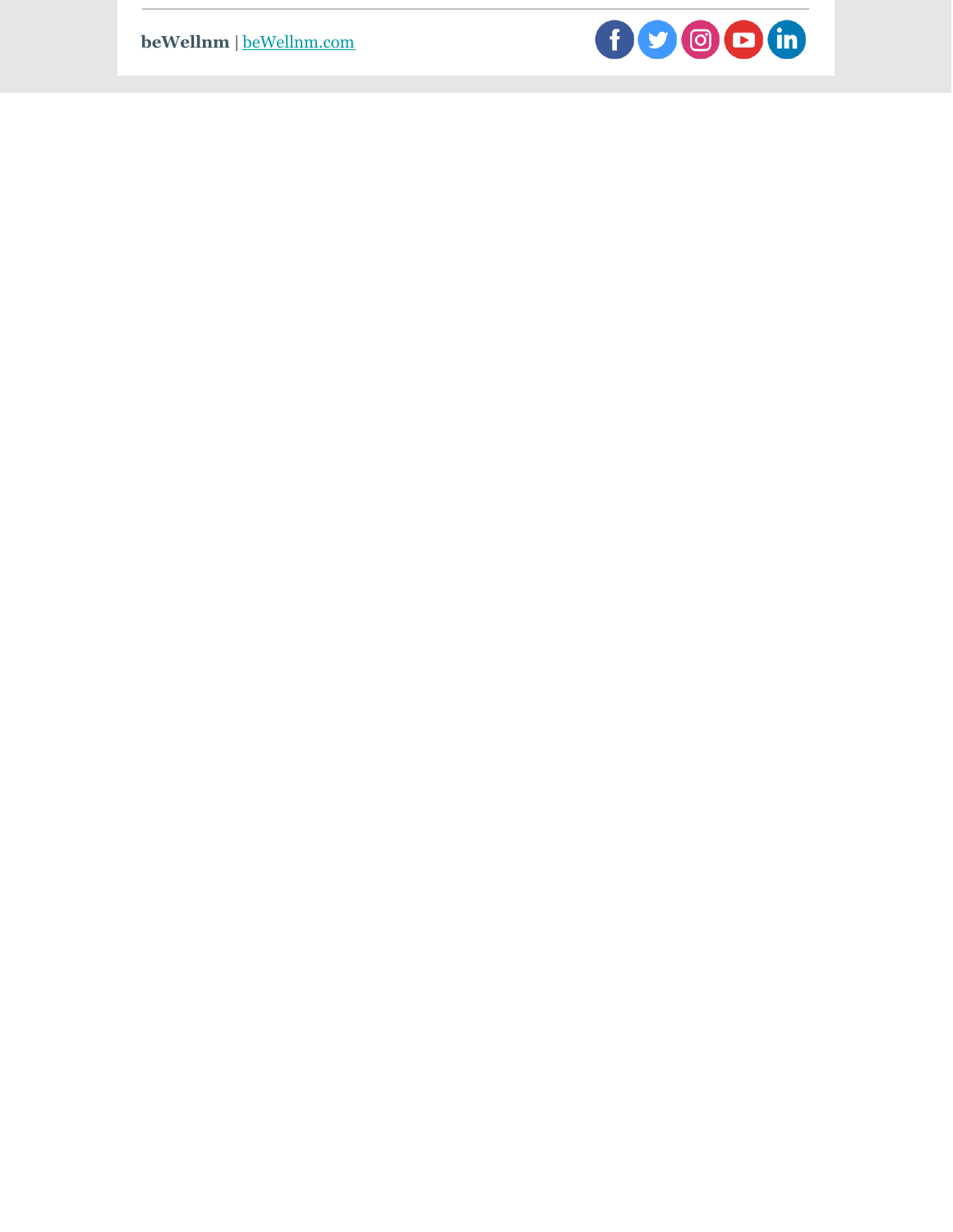**beWellnm** | beWellnm.com